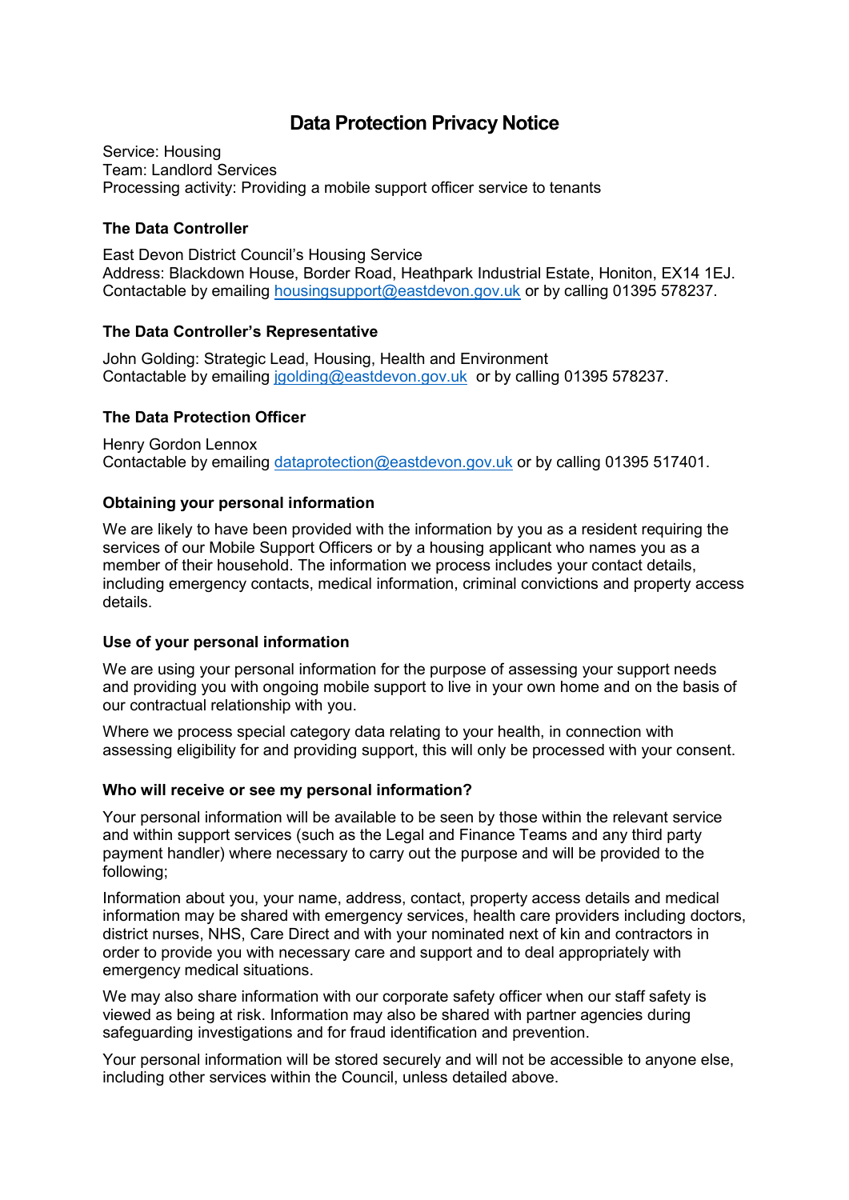# Data Protection Privacy Notice

Service: Housing
Team: Landlord Services
Processing activity: Providing a mobile support officer service to tenants

### The Data Controller

East Devon District Council's Housing Service
Address: Blackdown House, Border Road, Heathpark Industrial Estate, Honiton, EX14 1EJ.
Contactable by emailing housingsupport@eastdevon.gov.uk or by calling 01395 578237.

### The Data Controller's Representative

John Golding: Strategic Lead, Housing, Health and Environment
Contactable by emailing jgolding@eastdevon.gov.uk or by calling 01395 578237.

### The Data Protection Officer

Henry Gordon Lennox
Contactable by emailing dataprotection@eastdevon.gov.uk or by calling 01395 517401.

### Obtaining your personal information

We are likely to have been provided with the information by you as a resident requiring the services of our Mobile Support Officers or by a housing applicant who names you as a member of their household. The information we process includes your contact details, including emergency contacts, medical information, criminal convictions and property access details.

### Use of your personal information

We are using your personal information for the purpose of assessing your support needs and providing you with ongoing mobile support to live in your own home and on the basis of our contractual relationship with you.

Where we process special category data relating to your health, in connection with assessing eligibility for and providing support, this will only be processed with your consent.

### Who will receive or see my personal information?

Your personal information will be available to be seen by those within the relevant service and within support services (such as the Legal and Finance Teams and any third party payment handler) where necessary to carry out the purpose and will be provided to the following;

Information about you, your name, address, contact, property access details and medical information may be shared with emergency services, health care providers including doctors, district nurses, NHS, Care Direct and with your nominated next of kin and contractors in order to provide you with necessary care and support and to deal appropriately with emergency medical situations.

We may also share information with our corporate safety officer when our staff safety is viewed as being at risk. Information may also be shared with partner agencies during safeguarding investigations and for fraud identification and prevention.

Your personal information will be stored securely and will not be accessible to anyone else, including other services within the Council, unless detailed above.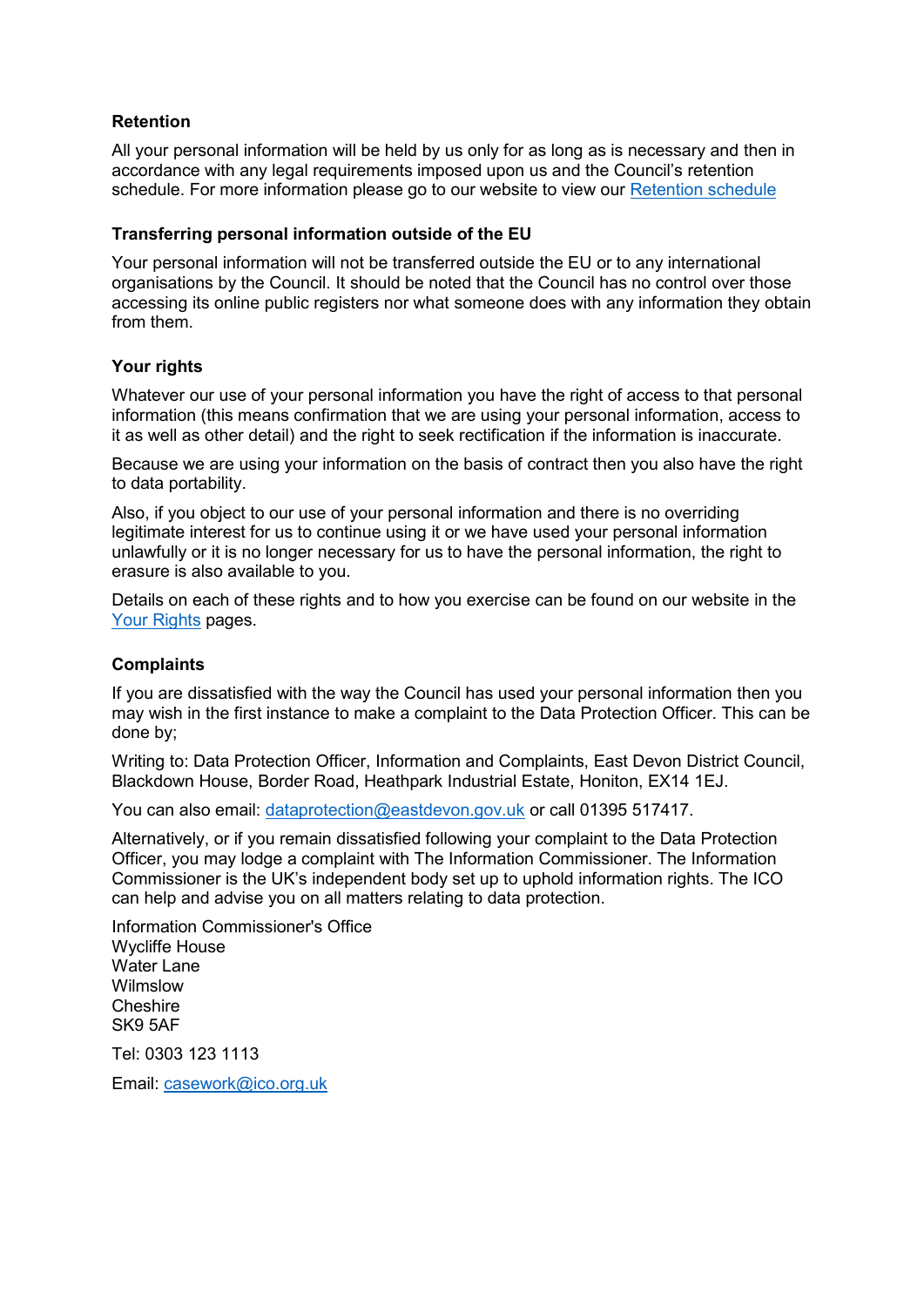**Retention**

All your personal information will be held by us only for as long as is necessary and then in accordance with any legal requirements imposed upon us and the Council's retention schedule. For more information please go to our website to view our Retention schedule

**Transferring personal information outside of the EU**

Your personal information will not be transferred outside the EU or to any international organisations by the Council. It should be noted that the Council has no control over those accessing its online public registers nor what someone does with any information they obtain from them.

**Your rights**

Whatever our use of your personal information you have the right of access to that personal information (this means confirmation that we are using your personal information, access to it as well as other detail) and the right to seek rectification if the information is inaccurate.

Because we are using your information on the basis of contract then you also have the right to data portability.

Also, if you object to our use of your personal information and there is no overriding legitimate interest for us to continue using it or we have used your personal information unlawfully or it is no longer necessary for us to have the personal information, the right to erasure is also available to you.

Details on each of these rights and to how you exercise can be found on our website in the Your Rights pages.

**Complaints**

If you are dissatisfied with the way the Council has used your personal information then you may wish in the first instance to make a complaint to the Data Protection Officer. This can be done by;

Writing to: Data Protection Officer, Information and Complaints, East Devon District Council, Blackdown House, Border Road, Heathpark Industrial Estate, Honiton, EX14 1EJ.

You can also email: dataprotection@eastdevon.gov.uk or call 01395 517417.

Alternatively, or if you remain dissatisfied following your complaint to the Data Protection Officer, you may lodge a complaint with The Information Commissioner. The Information Commissioner is the UK's independent body set up to uphold information rights. The ICO can help and advise you on all matters relating to data protection.

Information Commissioner's Office
Wycliffe House
Water Lane
Wilmslow
Cheshire
SK9 5AF

Tel: 0303 123 1113

Email: casework@ico.org.uk